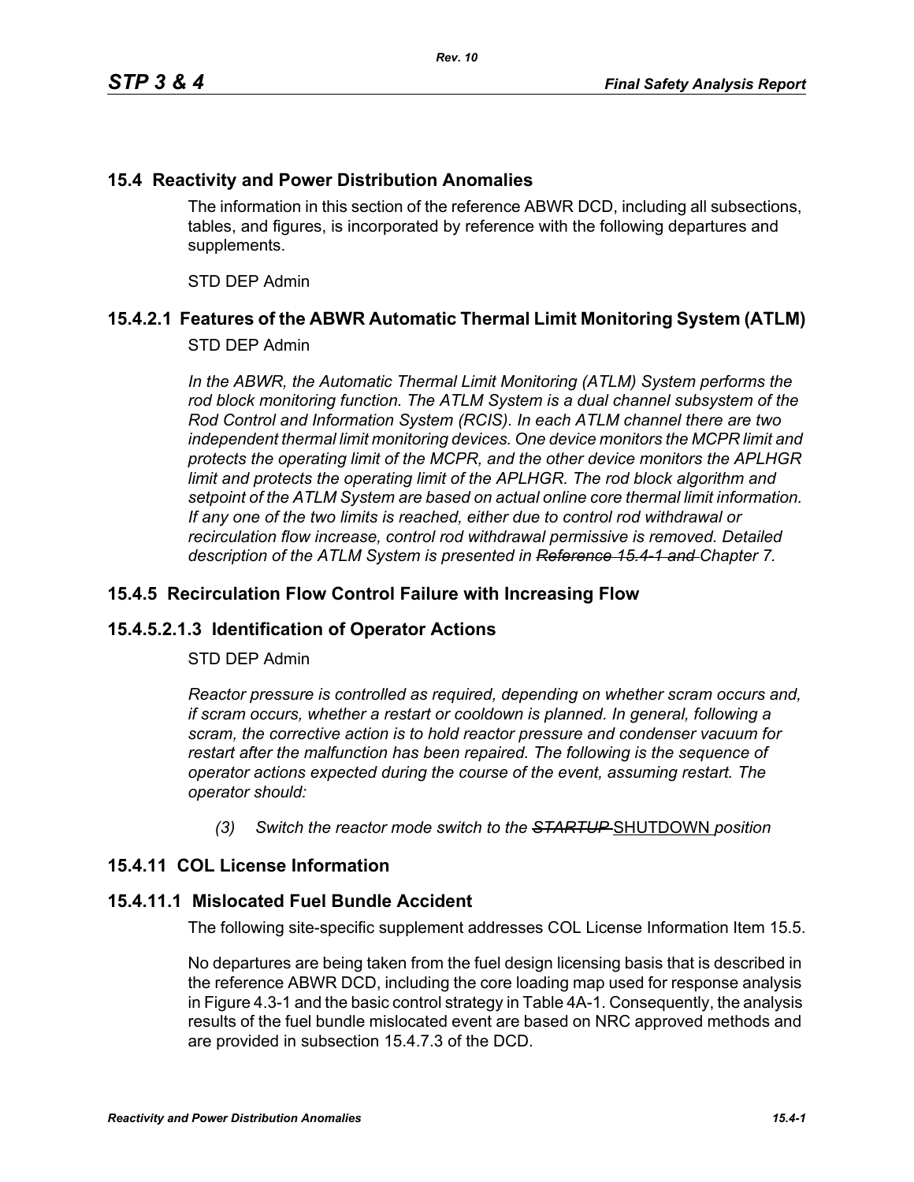## 15.4 Reactivity and Power Distribution Anomalies

The information in this section of the reference ABWR DCD, including all subsections, tables, and figures, is incorporated by reference with the following departures and supplements.

STD DEP Admin

## 15.4.2.1 Features of the ABWR Automatic Thermal Limit Monitoring System (ATLM)

STD DEP Admin

*In the ABWR, the Automatic Thermal Limit Monitoring (ATLM) System performs the rod block monitoring function. The ATLM System is a dual channel subsystem of the Rod Control and Information System (RCIS). In each ATLM channel there are two independent thermal limit monitoring devices. One device monitors the MCPR limit and protects the operating limit of the MCPR, and the other device monitors the APLHGR limit and protects the operating limit of the APLHGR. The rod block algorithm and setpoint of the ATLM System are based on actual online core thermal limit information. If any one of the two limits is reached, either due to control rod withdrawal or recirculation flow increase, control rod withdrawal permissive is removed. Detailed description of the ATLM System is presented in ~~Reference 15.4-1 and~~ Chapter 7.*

## 15.4.5 Recirculation Flow Control Failure with Increasing Flow

## 15.4.5.2.1.3 Identification of Operator Actions

STD DEP Admin

*Reactor pressure is controlled as required, depending on whether scram occurs and, if scram occurs, whether a restart or cooldown is planned. In general, following a scram, the corrective action is to hold reactor pressure and condenser vacuum for restart after the malfunction has been repaired. The following is the sequence of operator actions expected during the course of the event, assuming restart. The operator should:*

*(3) Switch the reactor mode switch to the ~~STARTUP~~* SHUTDOWN *position*

## 15.4.11 COL License Information

## 15.4.11.1 Mislocated Fuel Bundle Accident

The following site-specific supplement addresses COL License Information Item 15.5.

No departures are being taken from the fuel design licensing basis that is described in the reference ABWR DCD, including the core loading map used for response analysis in Figure 4.3-1 and the basic control strategy in Table 4A-1. Consequently, the analysis results of the fuel bundle mislocated event are based on NRC approved methods and are provided in subsection 15.4.7.3 of the DCD.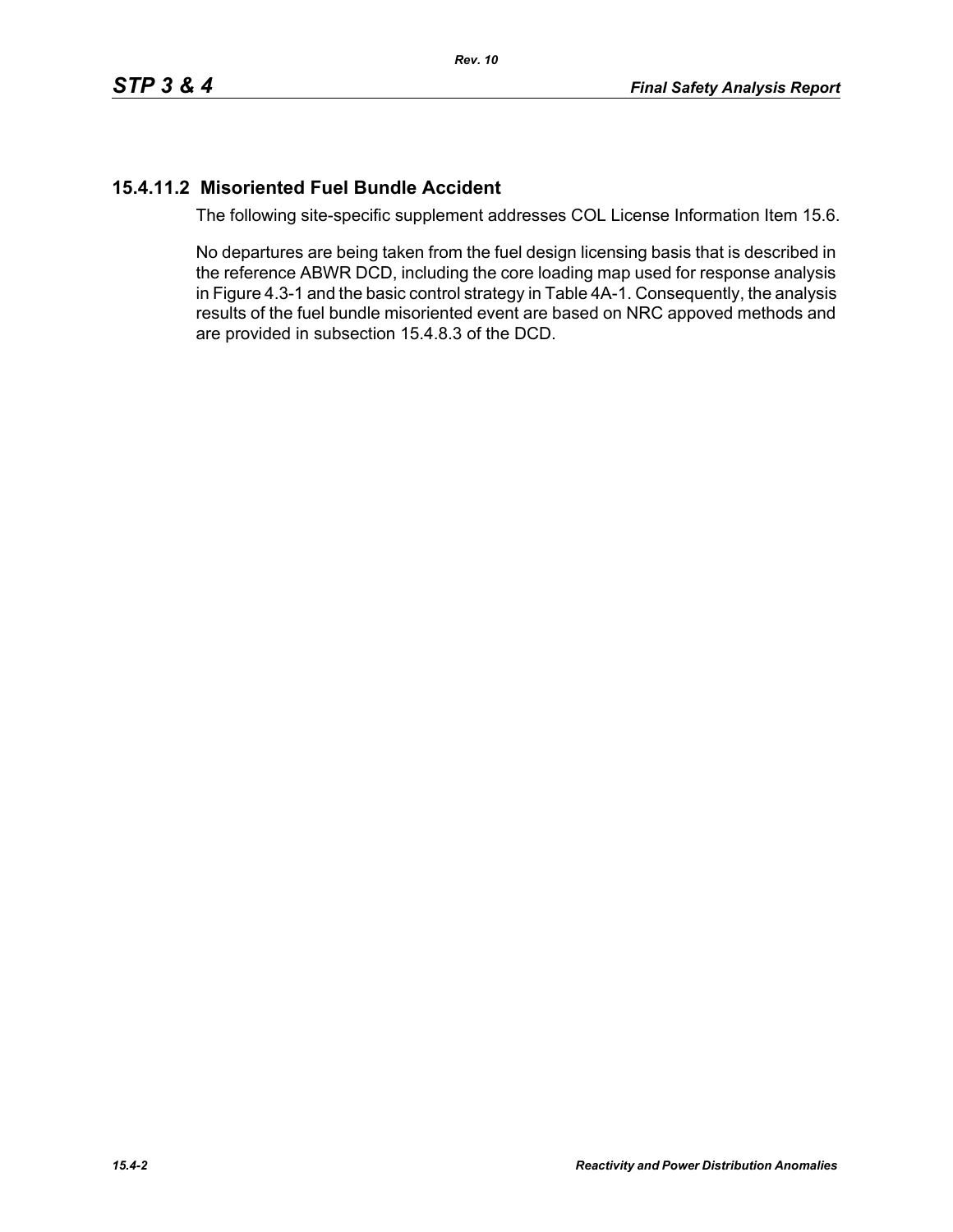### 15.4.11.2 Misoriented Fuel Bundle Accident

The following site-specific supplement addresses COL License Information Item 15.6.

No departures are being taken from the fuel design licensing basis that is described in the reference ABWR DCD, including the core loading map used for response analysis in Figure 4.3-1 and the basic control strategy in Table 4A-1. Consequently, the analysis results of the fuel bundle misoriented event are based on NRC appoved methods and are provided in subsection 15.4.8.3 of the DCD.